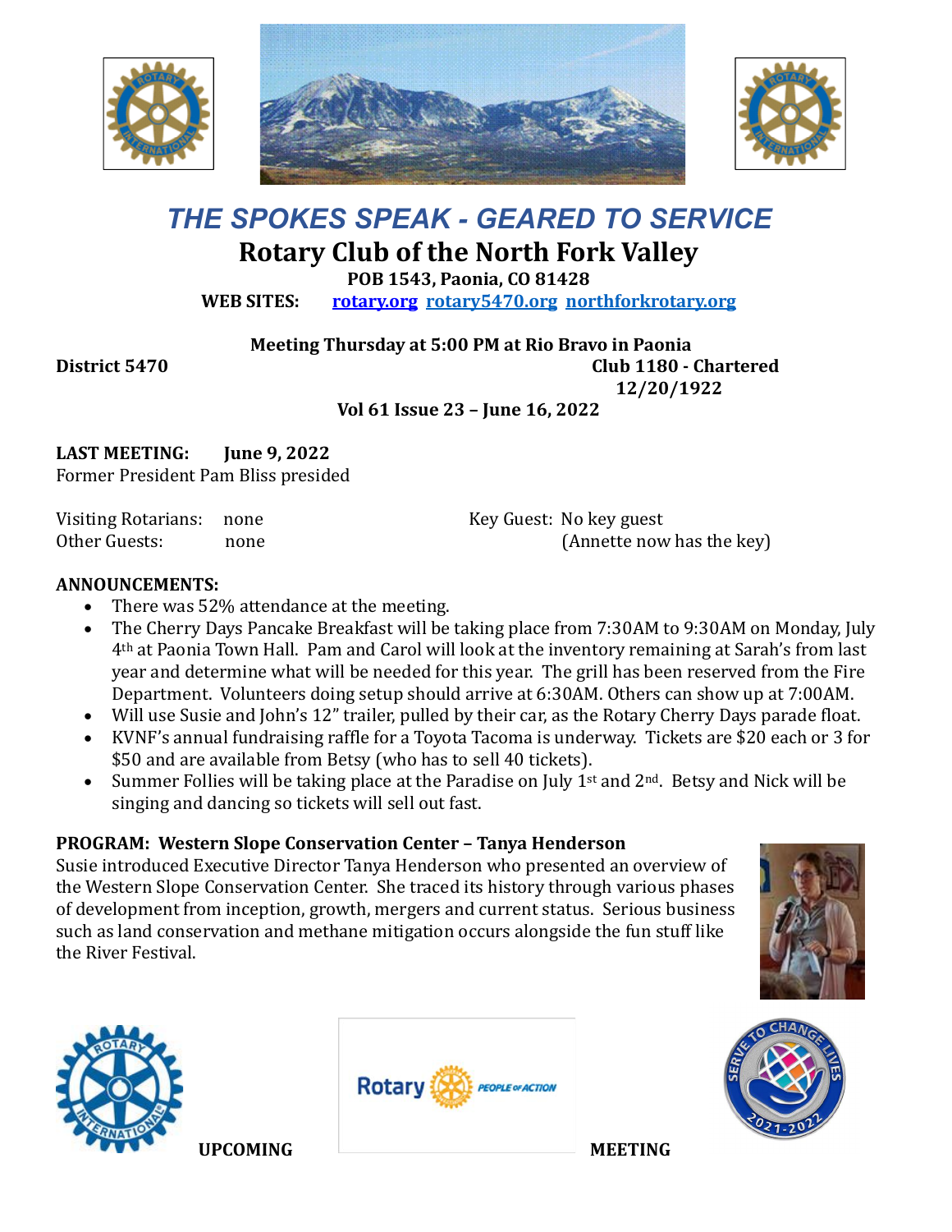# *THE SPOKES SPEAK - GEARED TO SERVICE*

## Rotary Club of the North Fork Valley

**POB 1543, Paonia, CO 81428**

**WEB SITES:** **rotary.org** **rotary5470.org** **northforkrotary.org**

**Meeting Thursday at 5:00 PM at Rio Bravo in Paonia**

**District 5470** **Club 1180 - Chartered 12/20/1922**

**Vol 61 Issue 23 – June 16, 2022**

**LAST MEETING: June 9, 2022**

Former President Pam Bliss presided

Visiting Rotarians: none
Other Guests: none

Key Guest: No key guest (Annette now has the key)

**ANNOUNCEMENTS:**

- There was 52% attendance at the meeting.
- The Cherry Days Pancake Breakfast will be taking place from 7:30AM to 9:30AM on Monday, July 4th at Paonia Town Hall. Pam and Carol will look at the inventory remaining at Sarah's from last year and determine what will be needed for this year. The grill has been reserved from the Fire Department. Volunteers doing setup should arrive at 6:30AM. Others can show up at 7:00AM.
- Will use Susie and John's 12" trailer, pulled by their car, as the Rotary Cherry Days parade float.
- KVNF's annual fundraising raffle for a Toyota Tacoma is underway. Tickets are $20 each or 3 for $50 and are available from Betsy (who has to sell 40 tickets).
- Summer Follies will be taking place at the Paradise on July 1st and 2nd. Betsy and Nick will be singing and dancing so tickets will sell out fast.

**PROGRAM: Western Slope Conservation Center – Tanya Henderson**

Susie introduced Executive Director Tanya Henderson who presented an overview of the Western Slope Conservation Center. She traced its history through various phases of development from inception, growth, mergers and current status. Serious business such as land conservation and methane mitigation occurs alongside the fun stuff like the River Festival.

**UPCOMING MEETING**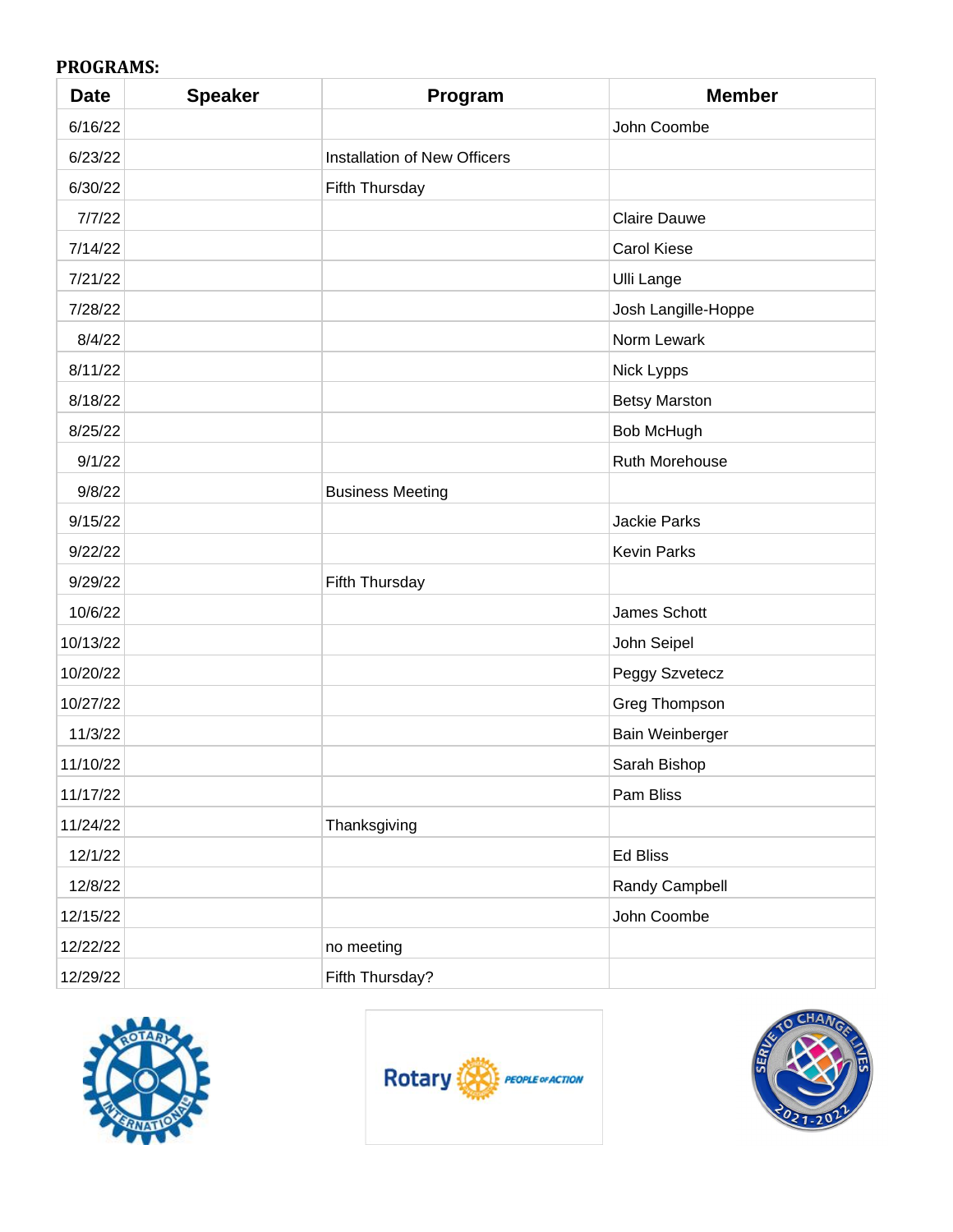**PROGRAMS:**

| Date | Speaker | Program | Member |
|---|---|---|---|
| 6/16/22 | | | John Coombe |
| 6/23/22 | | Installation of New Officers | |
| 6/30/22 | | Fifth Thursday | |
| 7/7/22 | | | Claire Dauwe |
| 7/14/22 | | | Carol Kiese |
| 7/21/22 | | | Ulli Lange |
| 7/28/22 | | | Josh Langille-Hoppe |
| 8/4/22 | | | Norm Lewark |
| 8/11/22 | | | Nick Lypps |
| 8/18/22 | | | Betsy Marston |
| 8/25/22 | | | Bob McHugh |
| 9/1/22 | | | Ruth Morehouse |
| 9/8/22 | | Business Meeting | |
| 9/15/22 | | | Jackie Parks |
| 9/22/22 | | | Kevin Parks |
| 9/29/22 | | Fifth Thursday | |
| 10/6/22 | | | James Schott |
| 10/13/22 | | | John Seipel |
| 10/20/22 | | | Peggy Szvetecz |
| 10/27/22 | | | Greg Thompson |
| 11/3/22 | | | Bain Weinberger |
| 11/10/22 | | | Sarah Bishop |
| 11/17/22 | | | Pam Bliss |
| 11/24/22 | | Thanksgiving | |
| 12/1/22 | | | Ed Bliss |
| 12/8/22 | | | Randy Campbell |
| 12/15/22 | | | John Coombe |
| 12/22/22 | | no meeting | |
| 12/29/22 | | Fifth Thursday? | |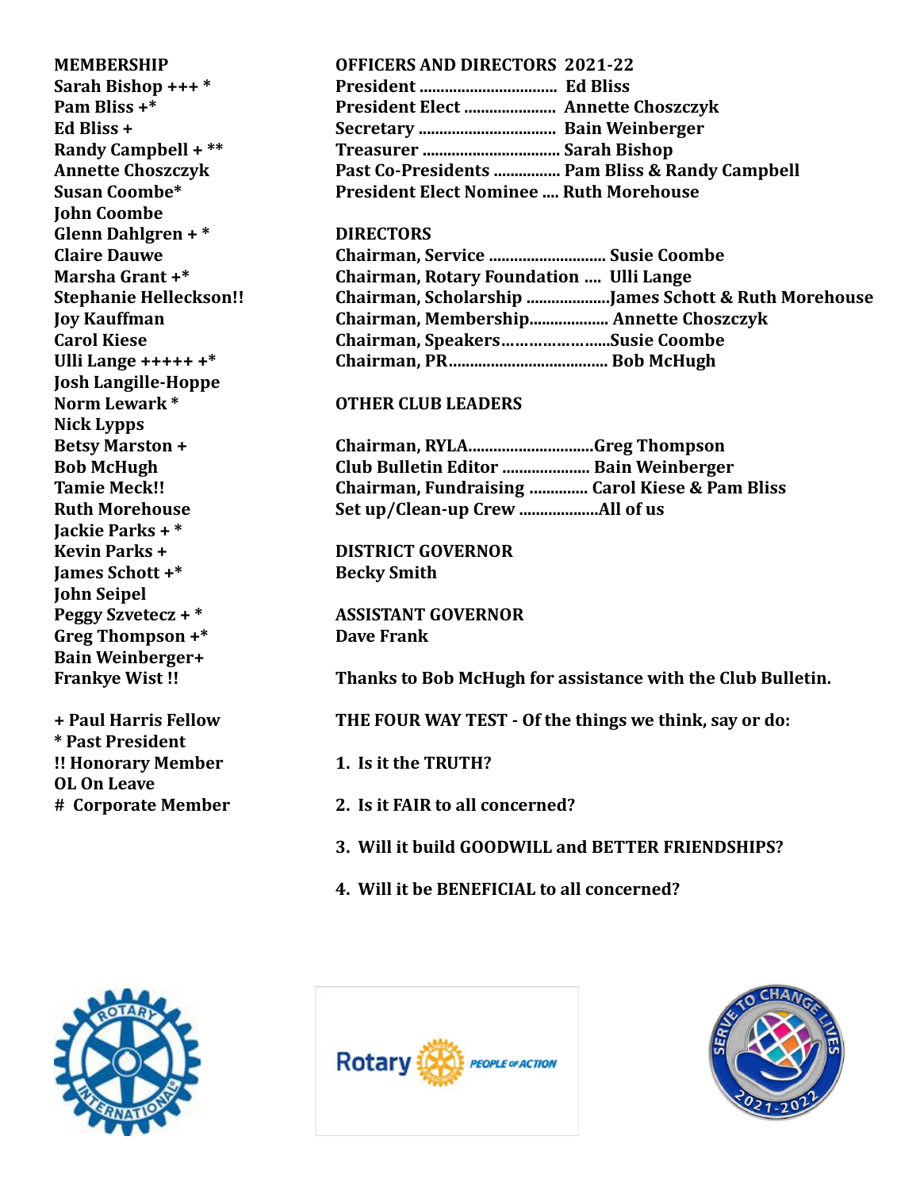**MEMBERSHIP**

Sarah Bishop +++ *
Pam Bliss +*
Ed Bliss +
Randy Campbell + **
Annette Choszczyk
Susan Coombe*
John Coombe
Glenn Dahlgren + *
Claire Dauwe
Marsha Grant +*
Stephanie Helleckson!!
Joy Kauffman
Carol Kiese
Ulli Lange +++++ +*
Josh Langille-Hoppe
Norm Lewark *
Nick Lypps
Betsy Marston +
Bob McHugh
Tamie Meck!!
Ruth Morehouse
Jackie Parks + *
Kevin Parks +
James Schott +*
John Seipel
Peggy Szvetecz + *
Greg Thompson +*
Bain Weinberger+
Frankye Wist !!

+ Paul Harris Fellow
* Past President
!! Honorary Member
OL On Leave
# Corporate Member

**OFFICERS AND DIRECTORS 2021-22**

President ................................ Ed Bliss
President Elect ...................... Annette Choszczyk
Secretary ................................ Bain Weinberger
Treasurer ................................ Sarah Bishop
Past Co-Presidents ................ Pam Bliss & Randy Campbell
President Elect Nominee .... Ruth Morehouse

**DIRECTORS**

Chairman, Service ........................... Susie Coombe
Chairman, Rotary Foundation .... Ulli Lange
Chairman, Scholarship ...................James Schott & Ruth Morehouse
Chairman, Membership.................. Annette Choszczyk
Chairman, Speakers……………….....Susie Coombe
Chairman, PR..................................... Bob McHugh

**OTHER CLUB LEADERS**

Chairman, RYLA..............................Greg Thompson
Club Bulletin Editor .................... Bain Weinberger
Chairman, Fundraising ............. Carol Kiese & Pam Bliss
Set up/Clean-up Crew ..................All of us

**DISTRICT GOVERNOR**
Becky Smith

**ASSISTANT GOVERNOR**
Dave Frank

Thanks to Bob McHugh for assistance with the Club Bulletin.

**THE FOUR WAY TEST - Of the things we think, say or do:**

1. Is it the TRUTH?

2. Is it FAIR to all concerned?

3. Will it build GOODWILL and BETTER FRIENDSHIPS?

4. Will it be BENEFICIAL to all concerned?